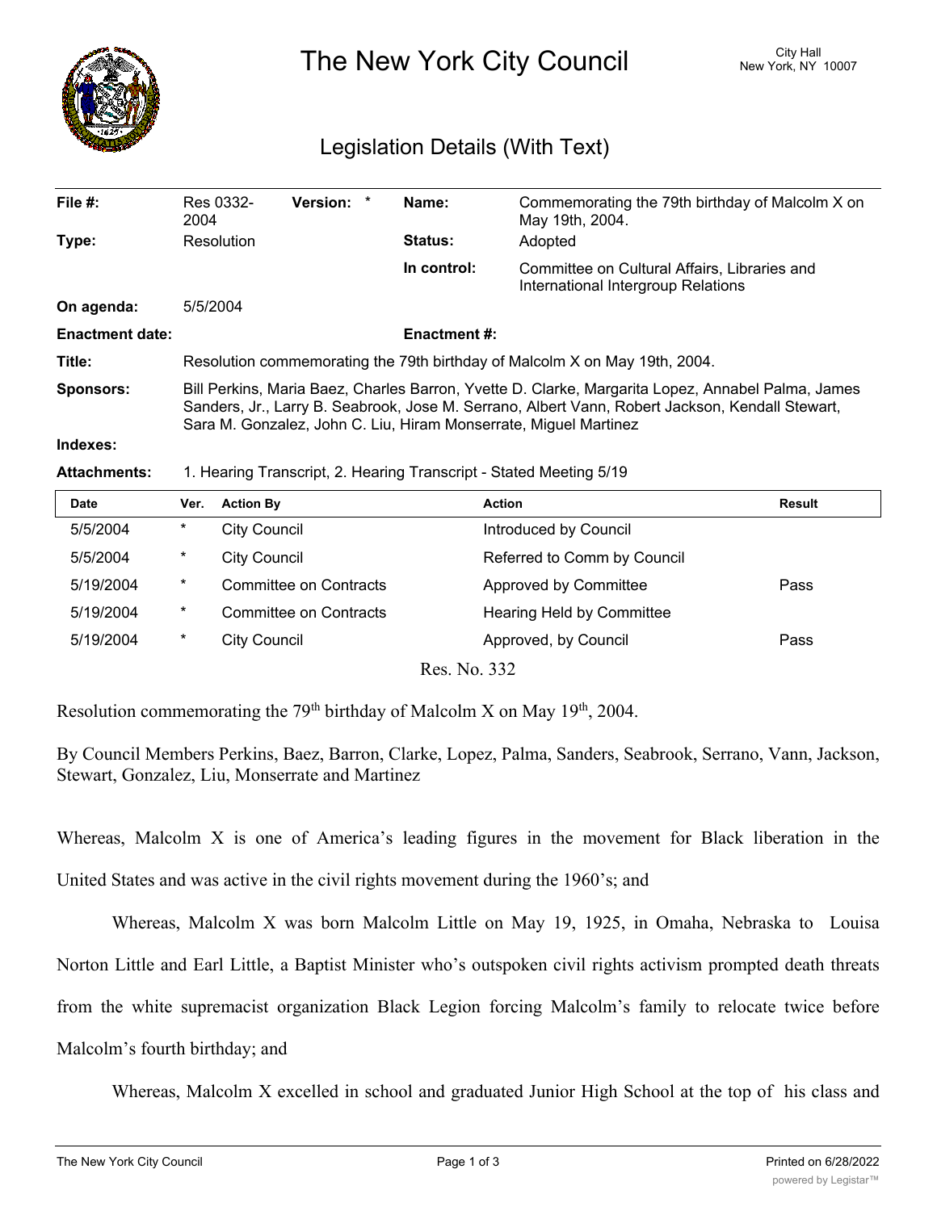# The New York City Council

City Hall
New York, NY 10007

## Legislation Details (With Text)

| | | | |
|---|---|---|---|
| **File #:** | Res 0332-2004 **Version:** * | **Name:** | Commemorating the 79th birthday of Malcolm X on May 19th, 2004. |
| **Type:** | Resolution | **Status:** | Adopted |
| | | **In control:** | Committee on Cultural Affairs, Libraries and International Intergroup Relations |
| **On agenda:** | 5/5/2004 | | |
| **Enactment date:** | | **Enactment #:** | |

**Title:** Resolution commemorating the 79th birthday of Malcolm X on May 19th, 2004.

**Sponsors:** Bill Perkins, Maria Baez, Charles Barron, Yvette D. Clarke, Margarita Lopez, Annabel Palma, James Sanders, Jr., Larry B. Seabrook, Jose M. Serrano, Albert Vann, Robert Jackson, Kendall Stewart, Sara M. Gonzalez, John C. Liu, Hiram Monserrate, Miguel Martinez

**Indexes:**

**Attachments:** 1. Hearing Transcript, 2. Hearing Transcript - Stated Meeting 5/19

| Date | Ver. | Action By | Action | Result |
|---|---|---|---|---|
| 5/5/2004 | * | City Council | Introduced by Council | |
| 5/5/2004 | * | City Council | Referred to Comm by Council | |
| 5/19/2004 | * | Committee on Contracts | Approved by Committee | Pass |
| 5/19/2004 | * | Committee on Contracts | Hearing Held by Committee | |
| 5/19/2004 | * | City Council | Approved, by Council | Pass |

Res. No. 332

Resolution commemorating the 79th birthday of Malcolm X on May 19th, 2004.

By Council Members Perkins, Baez, Barron, Clarke, Lopez, Palma, Sanders, Seabrook, Serrano, Vann, Jackson, Stewart, Gonzalez, Liu, Monserrate and Martinez

Whereas, Malcolm X is one of America's leading figures in the movement for Black liberation in the United States and was active in the civil rights movement during the 1960's; and

Whereas, Malcolm X was born Malcolm Little on May 19, 1925, in Omaha, Nebraska to Louisa Norton Little and Earl Little, a Baptist Minister who's outspoken civil rights activism prompted death threats from the white supremacist organization Black Legion forcing Malcolm's family to relocate twice before Malcolm's fourth birthday; and

Whereas, Malcolm X excelled in school and graduated Junior High School at the top of his class and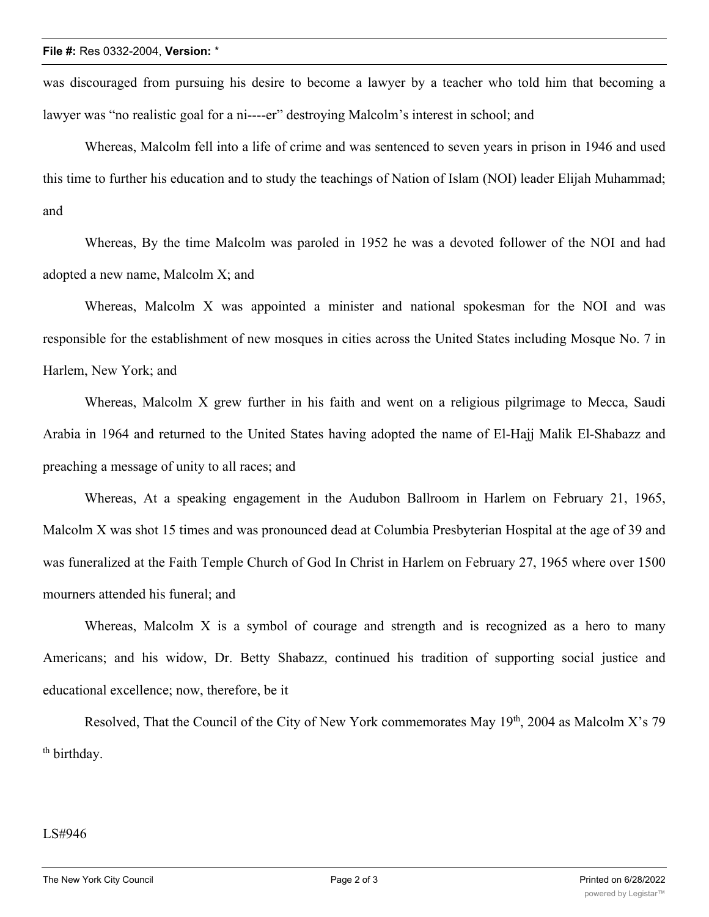was discouraged from pursuing his desire to become a lawyer by a teacher who told him that becoming a lawyer was "no realistic goal for a ni----er" destroying Malcolm's interest in school; and

Whereas, Malcolm fell into a life of crime and was sentenced to seven years in prison in 1946 and used this time to further his education and to study the teachings of Nation of Islam (NOI) leader Elijah Muhammad; and

Whereas, By the time Malcolm was paroled in 1952 he was a devoted follower of the NOI and had adopted a new name, Malcolm X; and

Whereas, Malcolm X was appointed a minister and national spokesman for the NOI and was responsible for the establishment of new mosques in cities across the United States including Mosque No. 7 in Harlem, New York; and

Whereas, Malcolm X grew further in his faith and went on a religious pilgrimage to Mecca, Saudi Arabia in 1964 and returned to the United States having adopted the name of El-Hajj Malik El-Shabazz and preaching a message of unity to all races; and

Whereas, At a speaking engagement in the Audubon Ballroom in Harlem on February 21, 1965, Malcolm X was shot 15 times and was pronounced dead at Columbia Presbyterian Hospital at the age of 39 and was funeralized at the Faith Temple Church of God In Christ in Harlem on February 27, 1965 where over 1500 mourners attended his funeral; and

Whereas, Malcolm X is a symbol of courage and strength and is recognized as a hero to many Americans; and his widow, Dr. Betty Shabazz, continued his tradition of supporting social justice and educational excellence; now, therefore, be it

Resolved, That the Council of the City of New York commemorates May 19th, 2004 as Malcolm X's 79th birthday.

LS#946